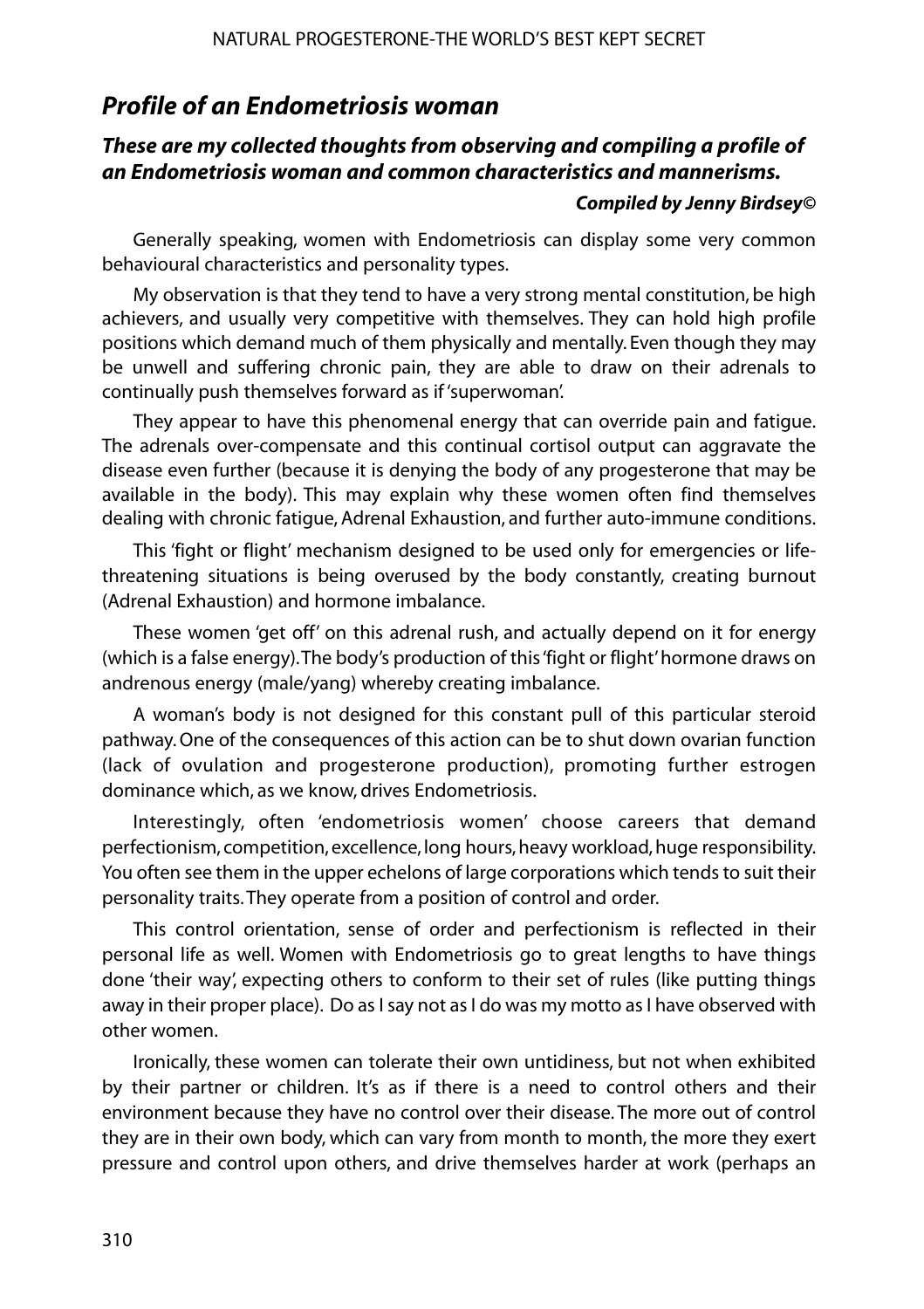## *Profile of an Endometriosis woman*

### *These are my collected thoughts from observing and compiling a profile of an Endometriosis woman and common characteristics and mannerisms.*

***Compiled by Jenny Birdsey©***

Generally speaking, women with Endometriosis can display some very common behavioural characteristics and personality types.

My observation is that they tend to have a very strong mental constitution, be high achievers, and usually very competitive with themselves. They can hold high profile positions which demand much of them physically and mentally. Even though they may be unwell and suffering chronic pain, they are able to draw on their adrenals to continually push themselves forward as if 'superwoman'.

They appear to have this phenomenal energy that can override pain and fatigue. The adrenals over-compensate and this continual cortisol output can aggravate the disease even further (because it is denying the body of any progesterone that may be available in the body). This may explain why these women often find themselves dealing with chronic fatigue, Adrenal Exhaustion, and further auto-immune conditions.

This 'fight or flight' mechanism designed to be used only for emergencies or life-threatening situations is being overused by the body constantly, creating burnout (Adrenal Exhaustion) and hormone imbalance.

These women 'get off' on this adrenal rush, and actually depend on it for energy (which is a false energy). The body's production of this 'fight or flight' hormone draws on andrenous energy (male/yang) whereby creating imbalance.

A woman's body is not designed for this constant pull of this particular steroid pathway. One of the consequences of this action can be to shut down ovarian function (lack of ovulation and progesterone production), promoting further estrogen dominance which, as we know, drives Endometriosis.

Interestingly, often 'endometriosis women' choose careers that demand perfectionism, competition, excellence, long hours, heavy workload, huge responsibility. You often see them in the upper echelons of large corporations which tends to suit their personality traits. They operate from a position of control and order.

This control orientation, sense of order and perfectionism is reflected in their personal life as well. Women with Endometriosis go to great lengths to have things done 'their way', expecting others to conform to their set of rules (like putting things away in their proper place). Do as I say not as I do was my motto as I have observed with other women.

Ironically, these women can tolerate their own untidiness, but not when exhibited by their partner or children. It's as if there is a need to control others and their environment because they have no control over their disease. The more out of control they are in their own body, which can vary from month to month, the more they exert pressure and control upon others, and drive themselves harder at work (perhaps an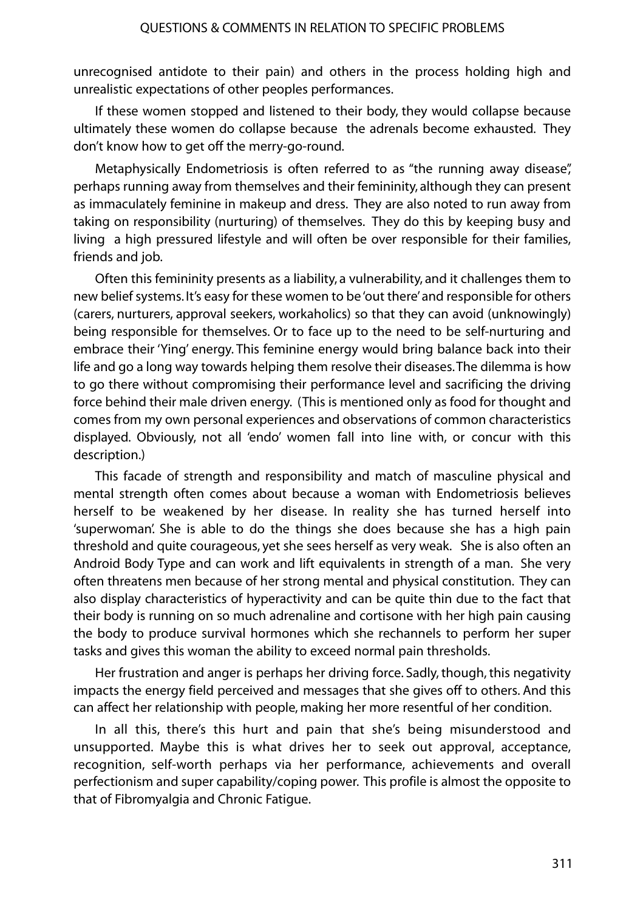unrecognised antidote to their pain) and others in the process holding high and unrealistic expectations of other peoples performances.

If these women stopped and listened to their body, they would collapse because ultimately these women do collapse because the adrenals become exhausted. They don't know how to get off the merry-go-round.

Metaphysically Endometriosis is often referred to as "the running away disease", perhaps running away from themselves and their femininity, although they can present as immaculately feminine in makeup and dress. They are also noted to run away from taking on responsibility (nurturing) of themselves. They do this by keeping busy and living a high pressured lifestyle and will often be over responsible for their families, friends and job.

Often this femininity presents as a liability, a vulnerability, and it challenges them to new belief systems. It's easy for these women to be 'out there' and responsible for others (carers, nurturers, approval seekers, workaholics) so that they can avoid (unknowingly) being responsible for themselves. Or to face up to the need to be self-nurturing and embrace their 'Ying' energy. This feminine energy would bring balance back into their life and go a long way towards helping them resolve their diseases. The dilemma is how to go there without compromising their performance level and sacrificing the driving force behind their male driven energy. (This is mentioned only as food for thought and comes from my own personal experiences and observations of common characteristics displayed. Obviously, not all 'endo' women fall into line with, or concur with this description.)

This facade of strength and responsibility and match of masculine physical and mental strength often comes about because a woman with Endometriosis believes herself to be weakened by her disease. In reality she has turned herself into 'superwoman'. She is able to do the things she does because she has a high pain threshold and quite courageous, yet she sees herself as very weak. She is also often an Android Body Type and can work and lift equivalents in strength of a man. She very often threatens men because of her strong mental and physical constitution. They can also display characteristics of hyperactivity and can be quite thin due to the fact that their body is running on so much adrenaline and cortisone with her high pain causing the body to produce survival hormones which she rechannels to perform her super tasks and gives this woman the ability to exceed normal pain thresholds.

Her frustration and anger is perhaps her driving force. Sadly, though, this negativity impacts the energy field perceived and messages that she gives off to others. And this can affect her relationship with people, making her more resentful of her condition.

In all this, there's this hurt and pain that she's being misunderstood and unsupported. Maybe this is what drives her to seek out approval, acceptance, recognition, self-worth perhaps via her performance, achievements and overall perfectionism and super capability/coping power. This profile is almost the opposite to that of Fibromyalgia and Chronic Fatigue.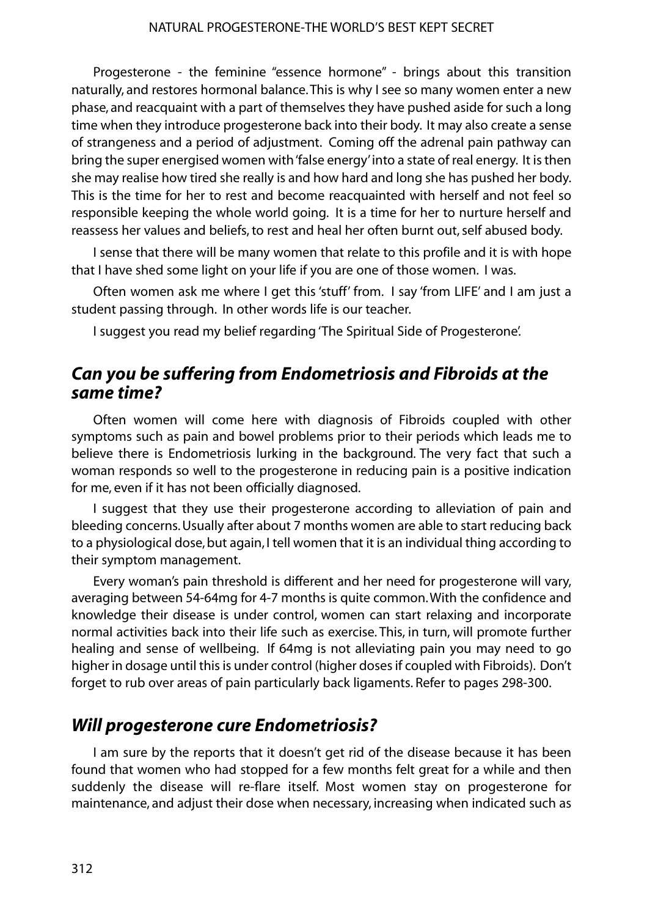Progesterone - the feminine "essence hormone" - brings about this transition naturally, and restores hormonal balance. This is why I see so many women enter a new phase, and reacquaint with a part of themselves they have pushed aside for such a long time when they introduce progesterone back into their body. It may also create a sense of strangeness and a period of adjustment. Coming off the adrenal pain pathway can bring the super energised women with 'false energy' into a state of real energy. It is then she may realise how tired she really is and how hard and long she has pushed her body. This is the time for her to rest and become reacquainted with herself and not feel so responsible keeping the whole world going. It is a time for her to nurture herself and reassess her values and beliefs, to rest and heal her often burnt out, self abused body.

I sense that there will be many women that relate to this profile and it is with hope that I have shed some light on your life if you are one of those women. I was.

Often women ask me where I get this 'stuff' from. I say 'from LIFE' and I am just a student passing through. In other words life is our teacher.

I suggest you read my belief regarding 'The Spiritual Side of Progesterone'.

## *Can you be suffering from Endometriosis and Fibroids at the same time?*

Often women will come here with diagnosis of Fibroids coupled with other symptoms such as pain and bowel problems prior to their periods which leads me to believe there is Endometriosis lurking in the background. The very fact that such a woman responds so well to the progesterone in reducing pain is a positive indication for me, even if it has not been officially diagnosed.

I suggest that they use their progesterone according to alleviation of pain and bleeding concerns. Usually after about 7 months women are able to start reducing back to a physiological dose, but again, I tell women that it is an individual thing according to their symptom management.

Every woman's pain threshold is different and her need for progesterone will vary, averaging between 54-64mg for 4-7 months is quite common. With the confidence and knowledge their disease is under control, women can start relaxing and incorporate normal activities back into their life such as exercise. This, in turn, will promote further healing and sense of wellbeing. If 64mg is not alleviating pain you may need to go higher in dosage until this is under control (higher doses if coupled with Fibroids). Don't forget to rub over areas of pain particularly back ligaments. Refer to pages 298-300.

## *Will progesterone cure Endometriosis?*

I am sure by the reports that it doesn't get rid of the disease because it has been found that women who had stopped for a few months felt great for a while and then suddenly the disease will re-flare itself. Most women stay on progesterone for maintenance, and adjust their dose when necessary, increasing when indicated such as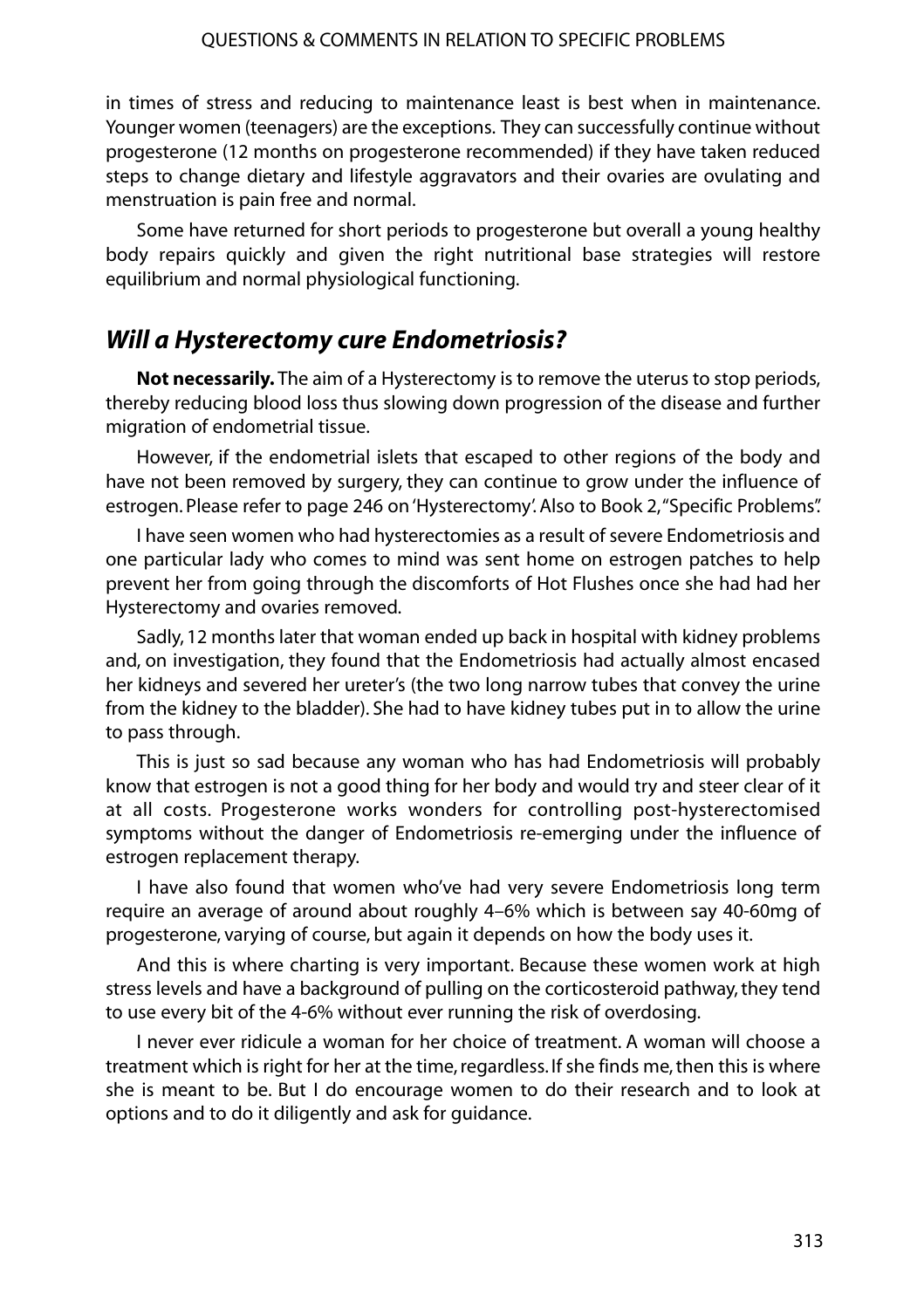in times of stress and reducing to maintenance least is best when in maintenance. Younger women (teenagers) are the exceptions. They can successfully continue without progesterone (12 months on progesterone recommended) if they have taken reduced steps to change dietary and lifestyle aggravators and their ovaries are ovulating and menstruation is pain free and normal.

Some have returned for short periods to progesterone but overall a young healthy body repairs quickly and given the right nutritional base strategies will restore equilibrium and normal physiological functioning.

## *Will a Hysterectomy cure Endometriosis?*

**Not necessarily.** The aim of a Hysterectomy is to remove the uterus to stop periods, thereby reducing blood loss thus slowing down progression of the disease and further migration of endometrial tissue.

However, if the endometrial islets that escaped to other regions of the body and have not been removed by surgery, they can continue to grow under the influence of estrogen. Please refer to page 246 on 'Hysterectomy'. Also to Book 2, "Specific Problems".

I have seen women who had hysterectomies as a result of severe Endometriosis and one particular lady who comes to mind was sent home on estrogen patches to help prevent her from going through the discomforts of Hot Flushes once she had had her Hysterectomy and ovaries removed.

Sadly, 12 months later that woman ended up back in hospital with kidney problems and, on investigation, they found that the Endometriosis had actually almost encased her kidneys and severed her ureter's (the two long narrow tubes that convey the urine from the kidney to the bladder). She had to have kidney tubes put in to allow the urine to pass through.

This is just so sad because any woman who has had Endometriosis will probably know that estrogen is not a good thing for her body and would try and steer clear of it at all costs. Progesterone works wonders for controlling post-hysterectomised symptoms without the danger of Endometriosis re-emerging under the influence of estrogen replacement therapy.

I have also found that women who've had very severe Endometriosis long term require an average of around about roughly 4–6% which is between say 40-60mg of progesterone, varying of course, but again it depends on how the body uses it.

And this is where charting is very important. Because these women work at high stress levels and have a background of pulling on the corticosteroid pathway, they tend to use every bit of the 4-6% without ever running the risk of overdosing.

I never ever ridicule a woman for her choice of treatment. A woman will choose a treatment which is right for her at the time, regardless. If she finds me, then this is where she is meant to be. But I do encourage women to do their research and to look at options and to do it diligently and ask for guidance.